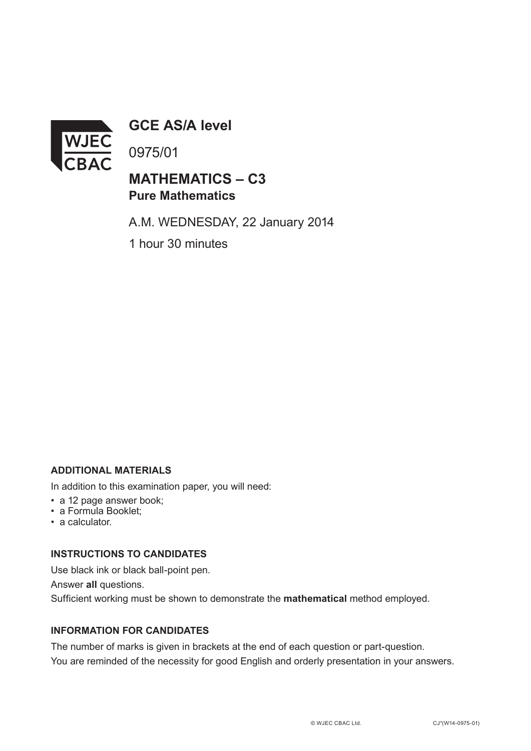WJEC CBAC

# GCE AS/A level

0975/01

## MATHEMATICS – C3
### Pure Mathematics

A.M. WEDNESDAY, 22 January 2014

1 hour 30 minutes

**ADDITIONAL MATERIALS**

In addition to this examination paper, you will need:

- a 12 page answer book;
- a Formula Booklet;
- a calculator.

**INSTRUCTIONS TO CANDIDATES**

Use black ink or black ball-point pen.

Answer **all** questions.

Sufficient working must be shown to demonstrate the **mathematical** method employed.

**INFORMATION FOR CANDIDATES**

The number of marks is given in brackets at the end of each question or part-question.

You are reminded of the necessity for good English and orderly presentation in your answers.

© WJEC CBAC Ltd. CJ*(W14-0975-01)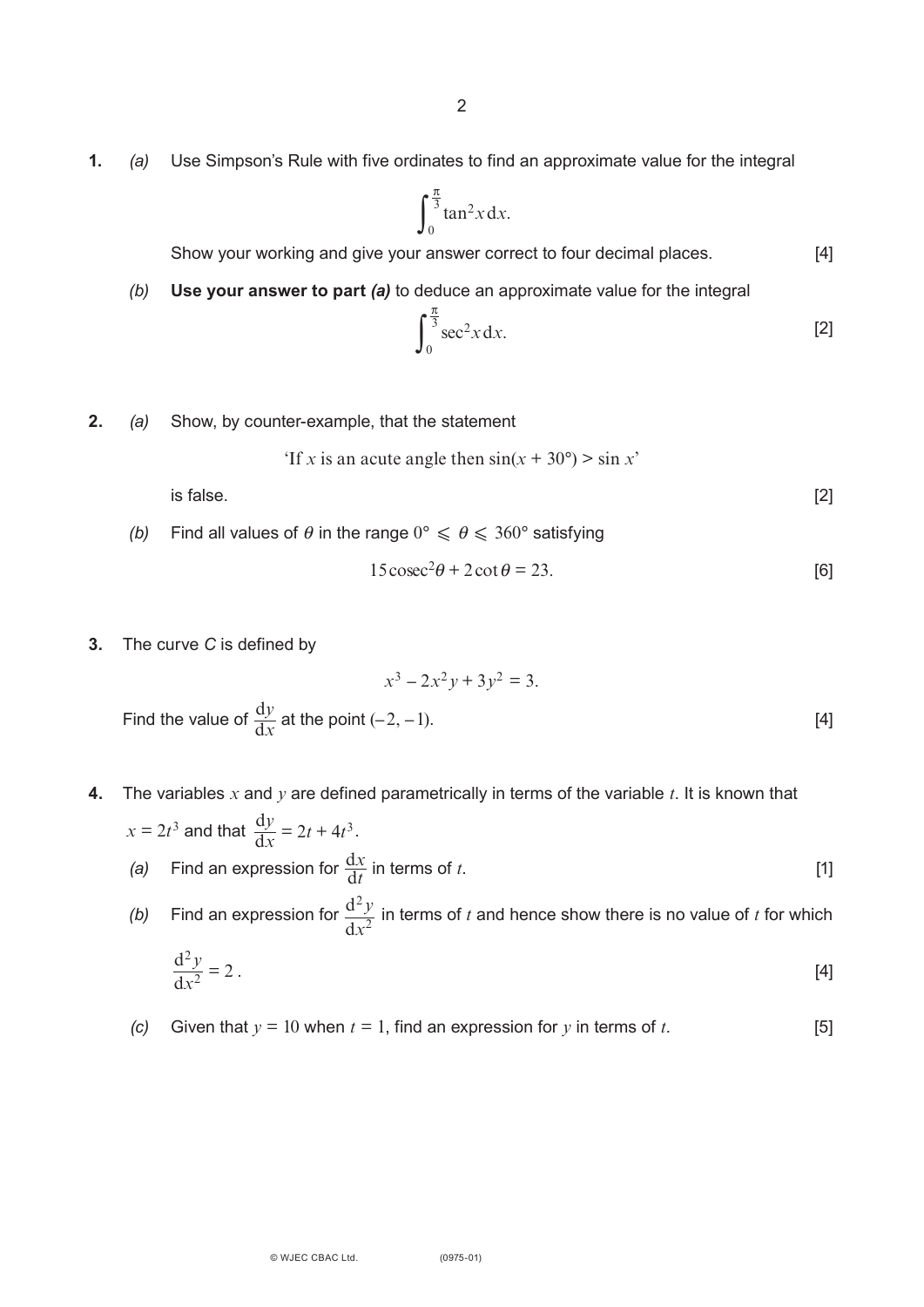**1.** *(a)* Use Simpson's Rule with five ordinates to find an approximate value for the integral

$$\int_0^{\frac{\pi}{3}} \tan^2 x \, dx.$$

Show your working and give your answer correct to four decimal places. [4]

*(b)* **Use your answer to part *(a)*** to deduce an approximate value for the integral

$$\int_0^{\frac{\pi}{3}} \sec^2 x \, dx.$$ [2]

**2.** *(a)* Show, by counter-example, that the statement

'If $x$ is an acute angle then $\sin(x + 30°) > \sin x$'

is false. [2]

*(b)* Find all values of $\theta$ in the range $0° \leqslant \theta \leqslant 360°$ satisfying

$$15\operatorname{cosec}^2\theta + 2\cot\theta = 23.$$ [6]

**3.** The curve $C$ is defined by

$$x^3 - 2x^2y + 3y^2 = 3.$$

Find the value of $\frac{dy}{dx}$ at the point $(-2, -1)$. [4]

**4.** The variables $x$ and $y$ are defined parametrically in terms of the variable $t$. It is known that $x = 2t^3$ and that $\frac{dy}{dx} = 2t + 4t^3$.

*(a)* Find an expression for $\frac{dx}{dt}$ in terms of $t$. [1]

*(b)* Find an expression for $\frac{d^2y}{dx^2}$ in terms of $t$ and hence show there is no value of $t$ for which

$$\frac{d^2y}{dx^2} = 2.$$ [4]

*(c)* Given that $y = 10$ when $t = 1$, find an expression for $y$ in terms of $t$. [5]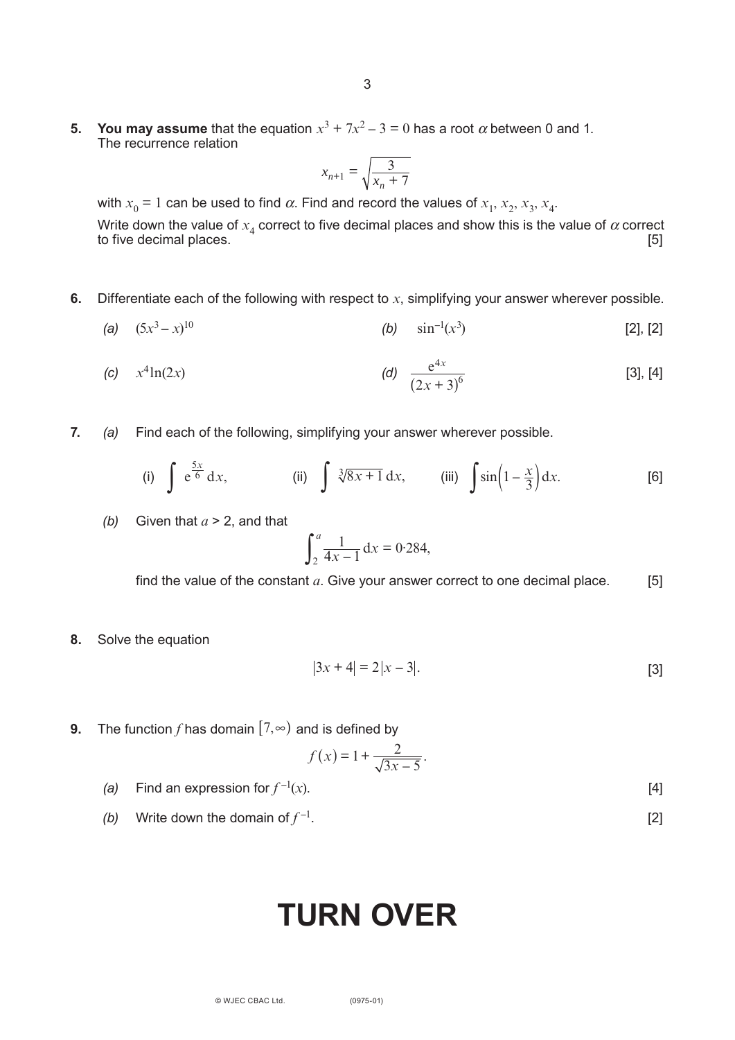**5.** **You may assume** that the equation $x^3 + 7x^2 - 3 = 0$ has a root $\alpha$ between 0 and 1.
The recurrence relation

$$x_{n+1} = \sqrt{\frac{3}{x_n + 7}}$$

with $x_0 = 1$ can be used to find $\alpha$. Find and record the values of $x_1, x_2, x_3, x_4$.

Write down the value of $x_4$ correct to five decimal places and show this is the value of $\alpha$ correct to five decimal places. [5]

**6.** Differentiate each of the following with respect to $x$, simplifying your answer wherever possible.

*(a)* $(5x^3 - x)^{10}$ *(b)* $\sin^{-1}(x^3)$ [2], [2]

*(c)* $x^4\ln(2x)$ *(d)* $\dfrac{e^{4x}}{(2x+3)^6}$ [3], [4]

**7.** *(a)* Find each of the following, simplifying your answer wherever possible.

(i) $\displaystyle\int e^{\frac{5x}{6}}\,dx$, (ii) $\displaystyle\int \sqrt[3]{8x+1}\,dx$, (iii) $\displaystyle\int \sin\left(1 - \frac{x}{3}\right)dx$. [6]

*(b)* Given that $a > 2$, and that

$$\int_2^a \frac{1}{4x-1}\,dx = 0{\cdot}284,$$

find the value of the constant $a$. Give your answer correct to one decimal place. [5]

**8.** Solve the equation

$$|3x + 4| = 2|x - 3|.$$ [3]

**9.** The function $f$ has domain $[7, \infty)$ and is defined by

$$f(x) = 1 + \frac{2}{\sqrt{3x-5}}.$$

*(a)* Find an expression for $f^{-1}(x)$. [4]

*(b)* Write down the domain of $f^{-1}$. [2]

# TURN OVER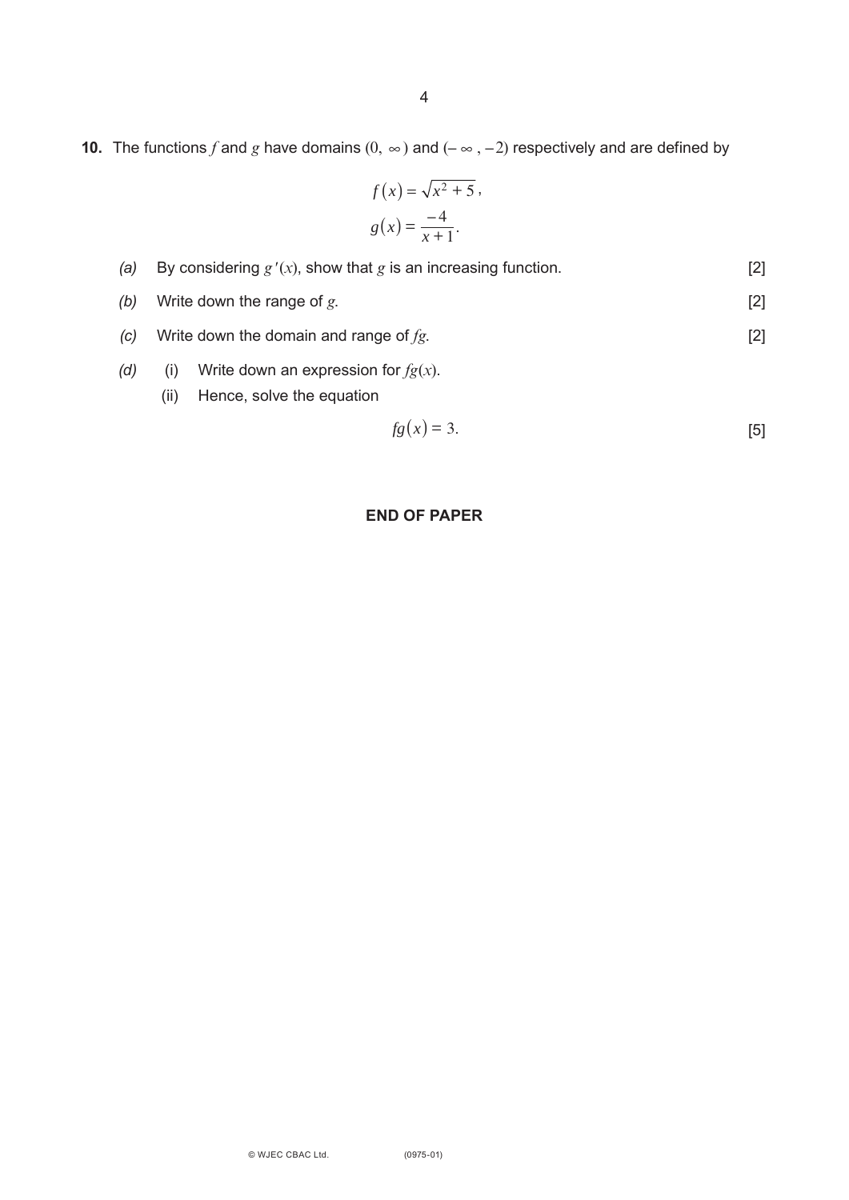**10.** The functions $f$ and $g$ have domains $(0, \infty)$ and $(-\infty, -2)$ respectively and are defined by

$$f(x) = \sqrt{x^2 + 5},$$
$$g(x) = \frac{-4}{x+1}.$$

*(a)* By considering $g'(x)$, show that $g$ is an increasing function. [2]

*(b)* Write down the range of $g$. [2]

*(c)* Write down the domain and range of $fg$. [2]

*(d)* (i) Write down an expression for $fg(x)$.

(ii) Hence, solve the equation

$$fg(x) = 3.$$

[5]

**END OF PAPER**